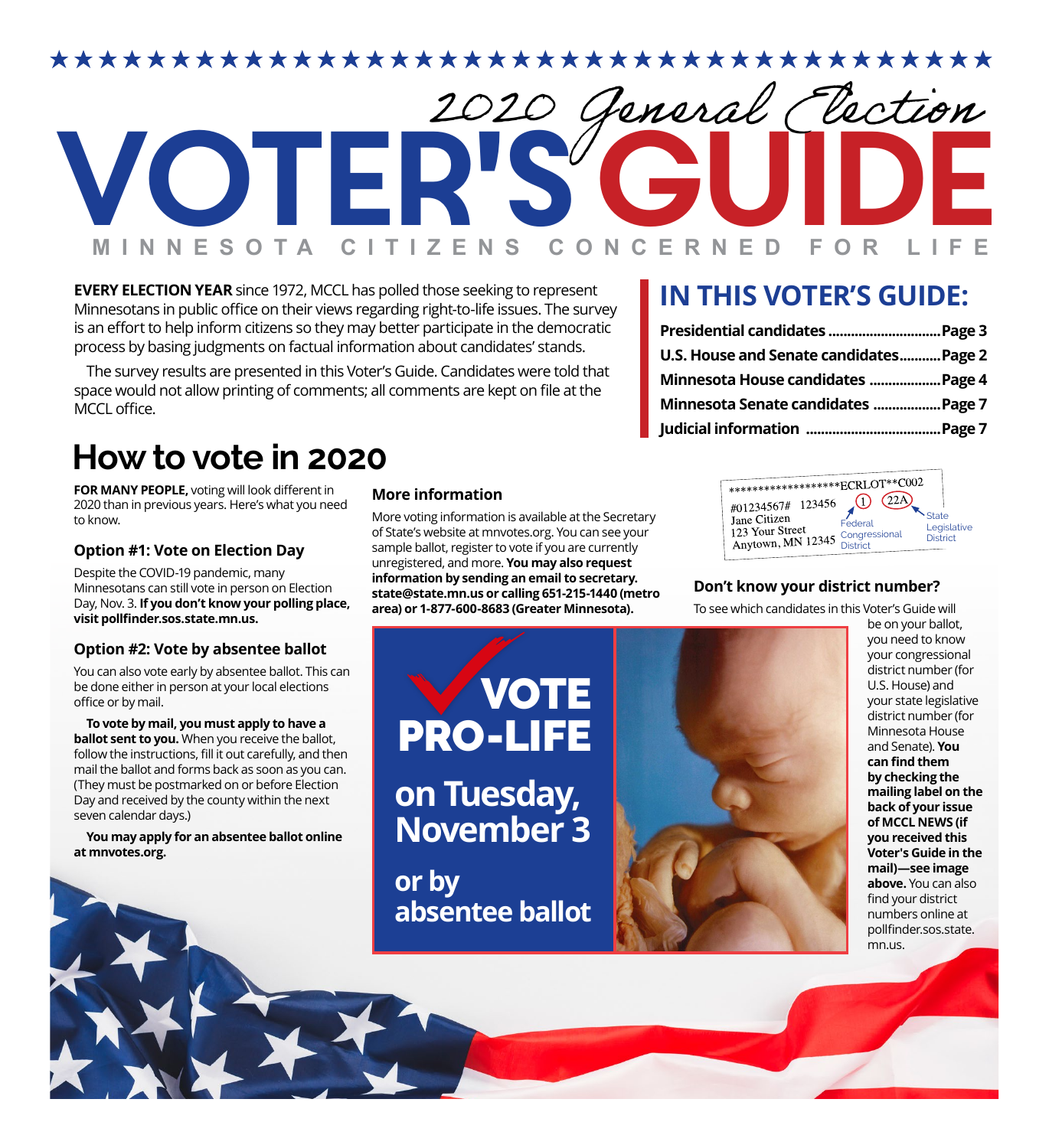# 2020 General Election VOTER'S GUIDE

MINNESOTA CITIZENS CONCERNED FOR LIFE

**EVERY ELECTION YEAR** since 1972, MCCL has polled those seeking to represent Minnesotans in public office on their views regarding right-to-life issues. The survey is an effort to help inform citizens so they may better participate in the democratic process by basing judgments on factual information about candidates' stands.

The survey results are presented in this Voter's Guide. Candidates were told that space would not allow printing of comments; all comments are kept on file at the MCCL office.

## IN THIS VOTER'S GUIDE:

- **Presidential candidates** ............................. **Page 3**
- **U.S. House and Senate candidates** ........... **Page 2**
- **Minnesota House candidates** .................. **Page 4**
- **Minnesota Senate candidates** ................. **Page 7**
- **Judicial information** .................................. **Page 7**

## How to vote in 2020

**FOR MANY PEOPLE,** voting will look different in 2020 than in previous years. Here's what you need to know.

### Option #1: Vote on Election Day

Despite the COVID-19 pandemic, many Minnesotans can still vote in person on Election Day, Nov. 3. **If you don't know your polling place, visit pollfinder.sos.state.mn.us.**

### Option #2: Vote by absentee ballot

You can also vote early by absentee ballot. This can be done either in person at your local elections office or by mail.

**To vote by mail, you must apply to have a ballot sent to you.** When you receive the ballot, follow the instructions, fill it out carefully, and then mail the ballot and forms back as soon as you can. (They must be postmarked on or before Election Day and received by the county within the next seven calendar days.)

**You may apply for an absentee ballot online at mnvotes.org.**

### More information

More voting information is available at the Secretary of State's website at mnvotes.org. You can see your sample ballot, register to vote if you are currently unregistered, and more. **You may also request information by sending an email to secretary.state@state.mn.us or calling 651-215-1440 (metro area) or 1-877-600-8683 (Greater Minnesota).**

**VOTE PRO-LIFE on Tuesday, November 3 or by absentee ballot**

```
******************ECRLOT**C002
#01234567#  123456   (1)   (22A)
Jane Citizen
123 Your Street
Anytown, MN 12345
```

Federal Congressional District — State Legislative District

### Don't know your district number?

To see which candidates in this Voter's Guide will be on your ballot, you need to know your congressional district number (for U.S. House) and your state legislative district number (for Minnesota House and Senate). **You can find them by checking the mailing label on the back of your issue of MCCL NEWS (if you received this Voter's Guide in the mail)—see image above.** You can also find your district numbers online at pollfinder.sos.state.mn.us.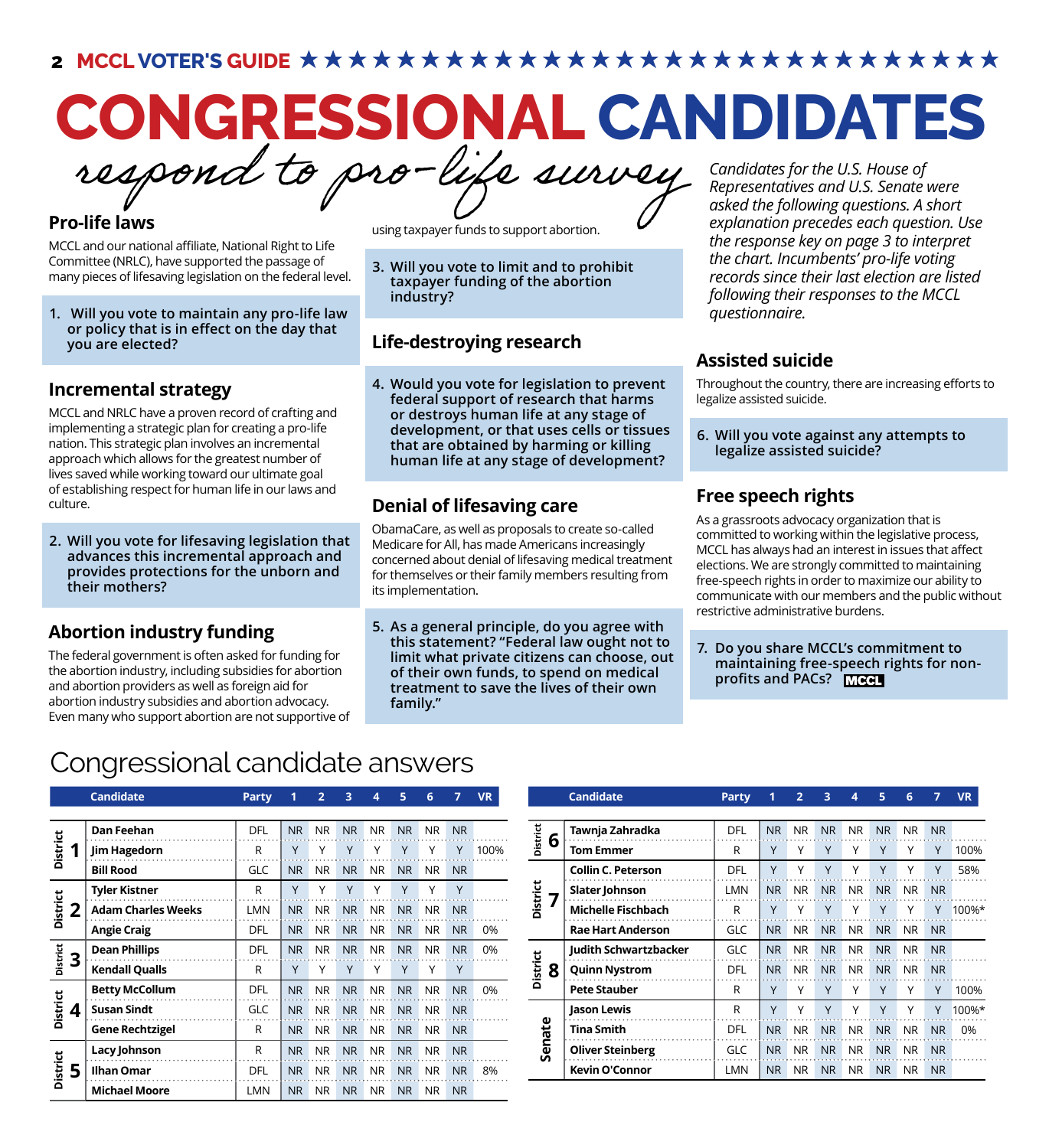# CONGRESSIONAL CANDIDATES

*respond to pro-life survey*

*Candidates for the U.S. House of Representatives and U.S. Senate were asked the following questions. A short explanation precedes each question. Use the response key on page 3 to interpret the chart. Incumbents' pro-life voting records since their last election are listed following their responses to the MCCL questionnaire.*

### Pro-life laws

MCCL and our national affiliate, National Right to Life Committee (NRLC), have supported the passage of many pieces of lifesaving legislation on the federal level.

**1. Will you vote to maintain any pro-life law or policy that is in effect on the day that you are elected?**

### Incremental strategy

MCCL and NRLC have a proven record of crafting and implementing a strategic plan for creating a pro-life nation. This strategic plan involves an incremental approach which allows for the greatest number of lives saved while working toward our ultimate goal of establishing respect for human life in our laws and culture.

**2. Will you vote for lifesaving legislation that advances this incremental approach and provides protections for the unborn and their mothers?**

### Abortion industry funding

The federal government is often asked for funding for the abortion industry, including subsidies for abortion and abortion providers as well as foreign aid for abortion industry subsidies and abortion advocacy. Even many who support abortion are not supportive of using taxpayer funds to support abortion.

**3. Will you vote to limit and to prohibit taxpayer funding of the abortion industry?**

### Life-destroying research

**4. Would you vote for legislation to prevent federal support of research that harms or destroys human life at any stage of development, or that uses cells or tissues that are obtained by harming or killing human life at any stage of development?**

### Denial of lifesaving care

ObamaCare, as well as proposals to create so-called Medicare for All, has made Americans increasingly concerned about denial of lifesaving medical treatment for themselves or their family members resulting from its implementation.

**5. As a general principle, do you agree with this statement? "Federal law ought not to limit what private citizens can choose, out of their own funds, to spend on medical treatment to save the lives of their own family."**

### Assisted suicide

Throughout the country, there are increasing efforts to legalize assisted suicide.

**6. Will you vote against any attempts to legalize assisted suicide?**

### Free speech rights

As a grassroots advocacy organization that is committed to working within the legislative process, MCCL has always had an interest in issues that affect elections. We are strongly committed to maintaining free-speech rights in order to maximize our ability to communicate with our members and the public without restrictive administrative burdens.

**7. Do you share MCCL's commitment to maintaining free-speech rights for non-profits and PACs?** MCCL

## Congressional candidate answers

| District | Candidate | Party | 1 | 2 | 3 | 4 | 5 | 6 | 7 | VR |
|---|---|---|---|---|---|---|---|---|---|---|
| District 1 | Dan Feehan | DFL | NR | NR | NR | NR | NR | NR | NR | |
| | Jim Hagedorn | R | Y | Y | Y | Y | Y | Y | Y | 100% |
| | Bill Rood | GLC | NR | NR | NR | NR | NR | NR | NR | |
| District 2 | Tyler Kistner | R | Y | Y | Y | Y | Y | Y | Y | |
| | Adam Charles Weeks | LMN | NR | NR | NR | NR | NR | NR | NR | |
| | Angie Craig | DFL | NR | NR | NR | NR | NR | NR | NR | 0% |
| District 3 | Dean Phillips | DFL | NR | NR | NR | NR | NR | NR | NR | 0% |
| | Kendall Qualls | R | Y | Y | Y | Y | Y | Y | Y | |
| District 4 | Betty McCollum | DFL | NR | NR | NR | NR | NR | NR | NR | 0% |
| | Susan Sindt | GLC | NR | NR | NR | NR | NR | NR | NR | |
| | Gene Rechtzigel | R | NR | NR | NR | NR | NR | NR | NR | |
| District 5 | Lacy Johnson | R | NR | NR | NR | NR | NR | NR | NR | |
| | Ilhan Omar | DFL | NR | NR | NR | NR | NR | NR | NR | 8% |
| | Michael Moore | LMN | NR | NR | NR | NR | NR | NR | NR | |
| District 6 | Tawnja Zahradka | DFL | NR | NR | NR | NR | NR | NR | NR | |
| | Tom Emmer | R | Y | Y | Y | Y | Y | Y | Y | 100% |
| District 7 | Collin C. Peterson | DFL | Y | Y | Y | Y | Y | Y | Y | 58% |
| | Slater Johnson | LMN | NR | NR | NR | NR | NR | NR | NR | |
| | Michelle Fischbach | R | Y | Y | Y | Y | Y | Y | Y | 100%* |
| | Rae Hart Anderson | GLC | NR | NR | NR | NR | NR | NR | NR | |
| District 8 | Judith Schwartzbacker | GLC | NR | NR | NR | NR | NR | NR | NR | |
| | Quinn Nystrom | DFL | NR | NR | NR | NR | NR | NR | NR | |
| | Pete Stauber | R | Y | Y | Y | Y | Y | Y | Y | 100% |
| Senate | Jason Lewis | R | Y | Y | Y | Y | Y | Y | Y | 100%* |
| | Tina Smith | DFL | NR | NR | NR | NR | NR | NR | NR | 0% |
| | Oliver Steinberg | GLC | NR | NR | NR | NR | NR | NR | NR | |
| | Kevin O'Connor | LMN | NR | NR | NR | NR | NR | NR | NR | |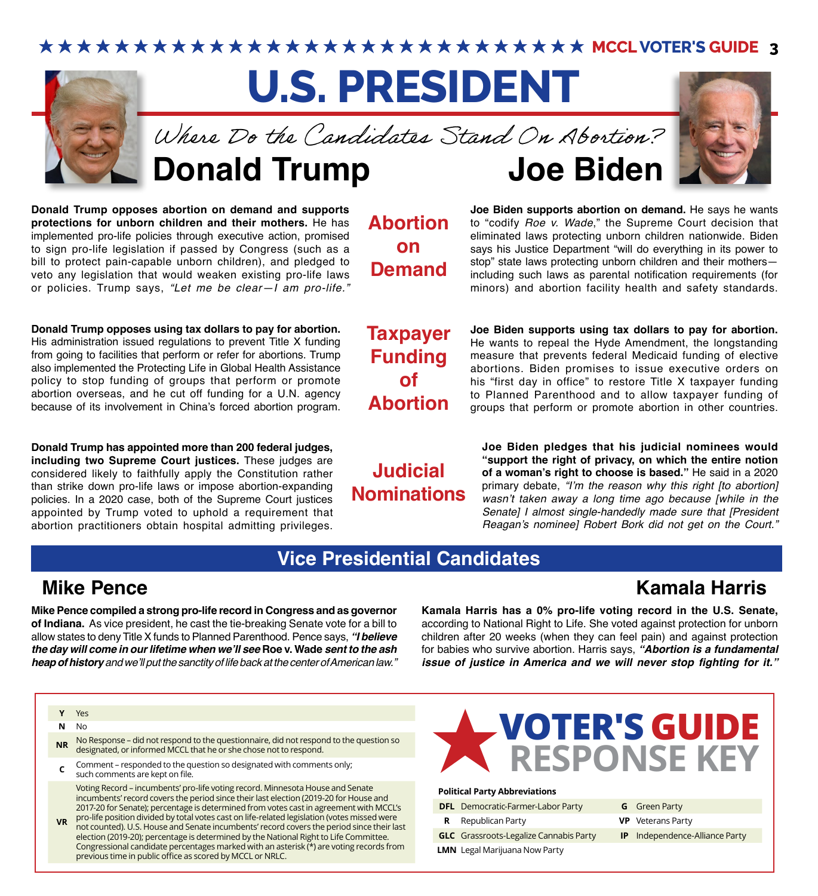# U.S. PRESIDENT

*Where Do the Candidates Stand On Abortion?*

## Donald Trump / Joe Biden

### Abortion on Demand

**Donald Trump opposes abortion on demand and supports protections for unborn children and their mothers.** He has implemented pro-life policies through executive action, promised to sign pro-life legislation if passed by Congress (such as a bill to protect pain-capable unborn children), and pledged to veto any legislation that would weaken existing pro-life laws or policies. Trump says, *"Let me be clear—I am pro-life."*

**Joe Biden supports abortion on demand.** He says he wants to "codify *Roe v. Wade*," the Supreme Court decision that eliminated laws protecting unborn children nationwide. Biden says his Justice Department "will do everything in its power to stop" state laws protecting unborn children and their mothers—including such laws as parental notification requirements (for minors) and abortion facility health and safety standards.

### Taxpayer Funding of Abortion

**Donald Trump opposes using tax dollars to pay for abortion.** His administration issued regulations to prevent Title X funding from going to facilities that perform or refer for abortions. Trump also implemented the Protecting Life in Global Health Assistance policy to stop funding of groups that perform or promote abortion overseas, and he cut off funding for a U.N. agency because of its involvement in China's forced abortion program.

**Joe Biden supports using tax dollars to pay for abortion.** He wants to repeal the Hyde Amendment, the longstanding measure that prevents federal Medicaid funding of elective abortions. Biden promises to issue executive orders on his "first day in office" to restore Title X taxpayer funding to Planned Parenthood and to allow taxpayer funding of groups that perform or promote abortion in other countries.

### Judicial Nominations

**Donald Trump has appointed more than 200 federal judges, including two Supreme Court justices.** These judges are considered likely to faithfully apply the Constitution rather than strike down pro-life laws or impose abortion-expanding policies. In a 2020 case, both of the Supreme Court justices appointed by Trump voted to uphold a requirement that abortion practitioners obtain hospital admitting privileges.

**Joe Biden pledges that his judicial nominees would "support the right of privacy, on which the entire notion of a woman's right to choose is based."** He said in a 2020 primary debate, *"I'm the reason why this right [to abortion] wasn't taken away a long time ago because [while in the Senate] I almost single-handedly made sure that [President Reagan's nominee] Robert Bork did not get on the Court."*

## Vice Presidential Candidates

### Mike Pence

**Mike Pence compiled a strong pro-life record in Congress and as governor of Indiana.** As vice president, he cast the tie-breaking Senate vote for a bill to allow states to deny Title X funds to Planned Parenthood. Pence says, ***"I believe the day will come in our lifetime when we'll see*** **Roe v. Wade** ***sent to the ash heap of history*** *and we'll put the sanctity of life back at the center of American law."*

### Kamala Harris

**Kamala Harris has a 0% pro-life voting record in the U.S. Senate,** according to National Right to Life. She voted against protection for unborn children after 20 weeks (when they can feel pain) and against protection for babies who survive abortion. Harris says, ***"Abortion is a fundamental issue of justice in America and we will never stop fighting for it."***

## VOTER'S GUIDE RESPONSE KEY

| | |
|---|---|
| **Y** | Yes |
| **N** | No |
| **NR** | No Response – did not respond to the questionnaire, did not respond to the question so designated, or informed MCCL that he or she chose not to respond. |
| **C** | Comment – responded to the question so designated with comments only; such comments are kept on file. |
| **VR** | Voting Record – incumbents' pro-life voting record. Minnesota House and Senate incumbents' record covers the period since their last election (2019-20 for House and 2017-20 for Senate); percentage is determined from votes cast in agreement with MCCL's pro-life position divided by total votes cast on life-related legislation (votes missed were not counted). U.S. House and Senate incumbents' record covers the period since their last election (2019-20); percentage is determined by the National Right to Life Committee. Congressional candidate percentages marked with an asterisk (*) are voting records from previous time in public office as scored by MCCL or NRLC. |

**Political Party Abbreviations**

| | | | |
|---|---|---|---|
| **DFL** | Democratic-Farmer-Labor Party | **G** | Green Party |
| **R** | Republican Party | **VP** | Veterans Party |
| **GLC** | Grassroots-Legalize Cannabis Party | **IP** | Independence-Alliance Party |
| **LMN** | Legal Marijuana Now Party | | |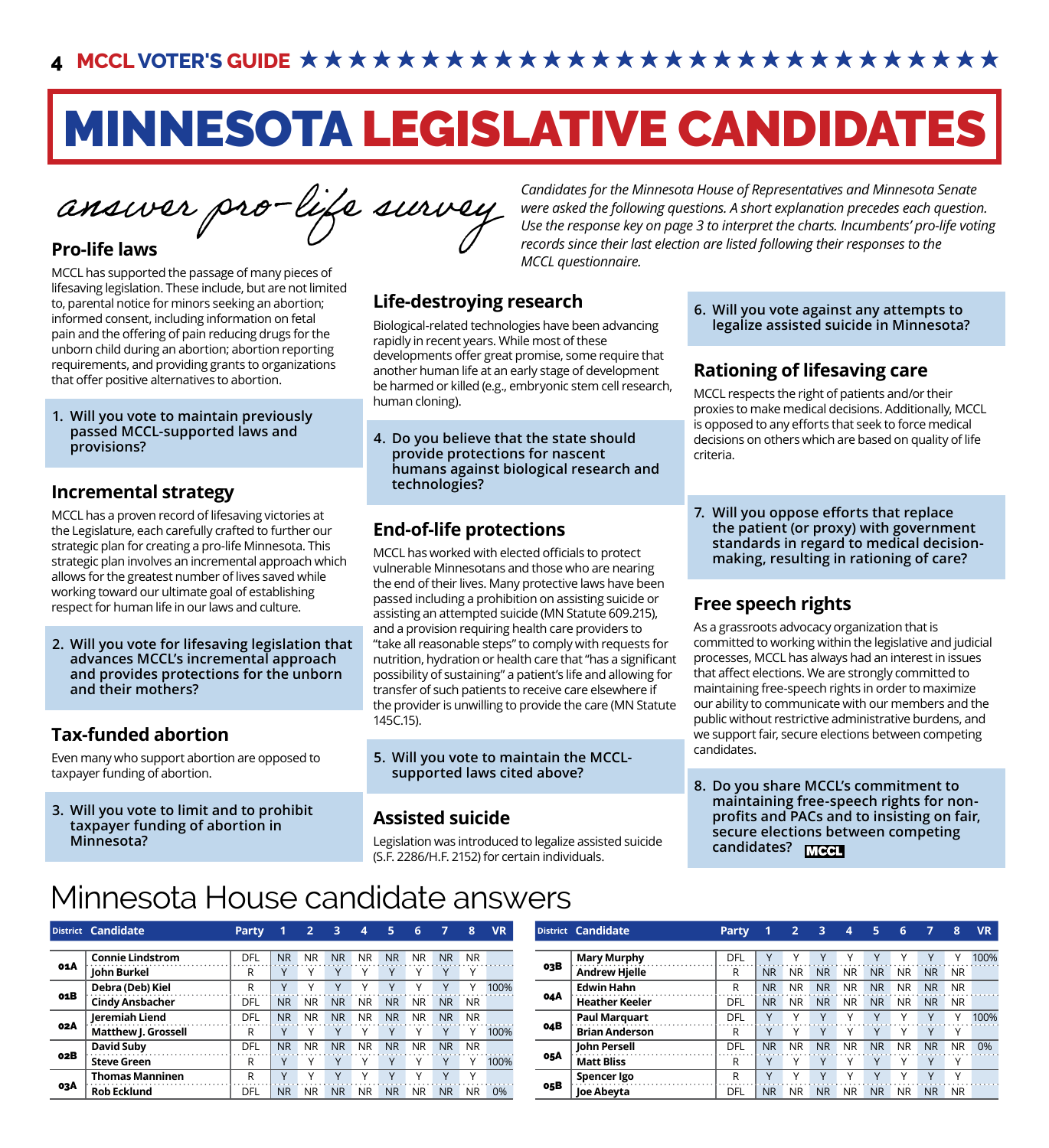# MINNESOTA LEGISLATIVE CANDIDATES

*answer pro-life survey*

*Candidates for the Minnesota House of Representatives and Minnesota Senate were asked the following questions. A short explanation precedes each question. Use the response key on page 3 to interpret the charts. Incumbents' pro-life voting records since their last election are listed following their responses to the MCCL questionnaire.*

## Pro-life laws

MCCL has supported the passage of many pieces of lifesaving legislation. These include, but are not limited to, parental notice for minors seeking an abortion; informed consent, including information on fetal pain and the offering of pain reducing drugs for the unborn child during an abortion; abortion reporting requirements, and providing grants to organizations that offer positive alternatives to abortion.

**1. Will you vote to maintain previously passed MCCL-supported laws and provisions?**

## Incremental strategy

MCCL has a proven record of lifesaving victories at the Legislature, each carefully crafted to further our strategic plan for creating a pro-life Minnesota. This strategic plan involves an incremental approach which allows for the greatest number of lives saved while working toward our ultimate goal of establishing respect for human life in our laws and culture.

**2. Will you vote for lifesaving legislation that advances MCCL's incremental approach and provides protections for the unborn and their mothers?**

## Tax-funded abortion

Even many who support abortion are opposed to taxpayer funding of abortion.

**3. Will you vote to limit and to prohibit taxpayer funding of abortion in Minnesota?**

## Life-destroying research

Biological-related technologies have been advancing rapidly in recent years. While most of these developments offer great promise, some require that another human life at an early stage of development be harmed or killed (e.g., embryonic stem cell research, human cloning).

**4. Do you believe that the state should provide protections for nascent humans against biological research and technologies?**

## End-of-life protections

MCCL has worked with elected officials to protect vulnerable Minnesotans and those who are nearing the end of their lives. Many protective laws have been passed including a prohibition on assisting suicide or assisting an attempted suicide (MN Statute 609.215), and a provision requiring health care providers to "take all reasonable steps" to comply with requests for nutrition, hydration or health care that "has a significant possibility of sustaining" a patient's life and allowing for transfer of such patients to receive care elsewhere if the provider is unwilling to provide the care (MN Statute 145C.15).

**5. Will you vote to maintain the MCCL-supported laws cited above?**

## Assisted suicide

Legislation was introduced to legalize assisted suicide (S.F. 2286/H.F. 2152) for certain individuals.

**6. Will you vote against any attempts to legalize assisted suicide in Minnesota?**

## Rationing of lifesaving care

MCCL respects the right of patients and/or their proxies to make medical decisions. Additionally, MCCL is opposed to any efforts that seek to force medical decisions on others which are based on quality of life criteria.

**7. Will you oppose efforts that replace the patient (or proxy) with government standards in regard to medical decision-making, resulting in rationing of care?**

## Free speech rights

As a grassroots advocacy organization that is committed to working within the legislative and judicial processes, MCCL has always had an interest in issues that affect elections. We are strongly committed to maintaining free-speech rights in order to maximize our ability to communicate with our members and the public without restrictive administrative burdens, and we support fair, secure elections between competing candidates.

**8. Do you share MCCL's commitment to maintaining free-speech rights for non-profits and PACs and to insisting on fair, secure elections between competing candidates?**

# Minnesota House candidate answers

| District | Candidate | Party | 1 | 2 | 3 | 4 | 5 | 6 | 7 | 8 | VR |
|---|---|---|---|---|---|---|---|---|---|---|---|
| 01A | Connie Lindstrom | DFL | NR | NR | NR | NR | NR | NR | NR | NR | |
| | John Burkel | R | Y | Y | Y | Y | Y | Y | Y | Y | |
| 01B | Debra (Deb) Kiel | R | Y | Y | Y | Y | Y | Y | Y | Y | 100% |
| | Cindy Ansbacher | DFL | NR | NR | NR | NR | NR | NR | NR | NR | |
| 02A | Jeremiah Liend | DFL | NR | NR | NR | NR | NR | NR | NR | NR | |
| | Matthew J. Grossell | R | Y | Y | Y | Y | Y | Y | Y | Y | 100% |
| 02B | David Suby | DFL | NR | NR | NR | NR | NR | NR | NR | NR | |
| | Steve Green | R | Y | Y | Y | Y | Y | Y | Y | Y | 100% |
| 03A | Thomas Manninen | R | Y | Y | Y | Y | Y | Y | Y | Y | |
| | Rob Ecklund | DFL | NR | NR | NR | NR | NR | NR | NR | NR | 0% |
| 03B | Mary Murphy | DFL | Y | Y | Y | Y | Y | Y | Y | Y | 100% |
| | Andrew Hjelle | R | NR | NR | NR | NR | NR | NR | NR | NR | |
| 04A | Edwin Hahn | R | NR | NR | NR | NR | NR | NR | NR | NR | |
| | Heather Keeler | DFL | NR | NR | NR | NR | NR | NR | NR | NR | |
| 04B | Paul Marquart | DFL | Y | Y | Y | Y | Y | Y | Y | Y | 100% |
| | Brian Anderson | R | Y | Y | Y | Y | Y | Y | Y | Y | |
| 05A | John Persell | DFL | NR | NR | NR | NR | NR | NR | NR | NR | 0% |
| | Matt Bliss | R | Y | Y | Y | Y | Y | Y | Y | Y | |
| 05B | Spencer Igo | R | Y | Y | Y | Y | Y | Y | Y | Y | |
| | Joe Abeyta | DFL | NR | NR | NR | NR | NR | NR | NR | NR | |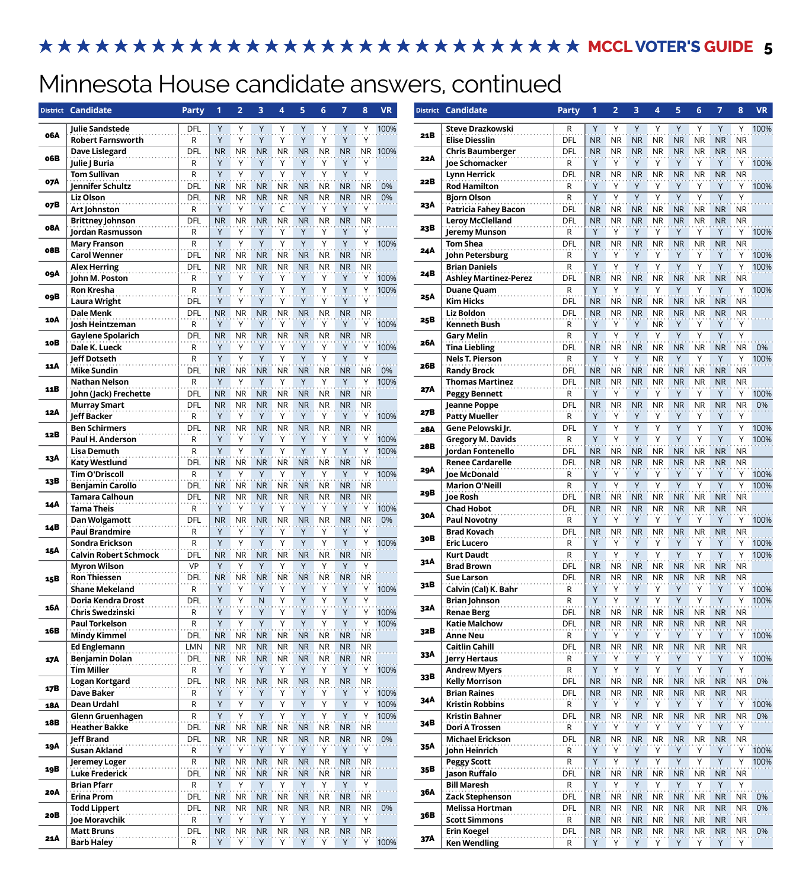# Minnesota House candidate answers, continued

| District | Candidate | Party | 1 | 2 | 3 | 4 | 5 | 6 | 7 | 8 | VR |
|---|---|---|---|---|---|---|---|---|---|---|---|
| 06A | Julie Sandstede | DFL | Y | Y | Y | Y | Y | Y | Y | Y | 100% |
| | Robert Farnsworth | R | Y | Y | Y | Y | Y | Y | Y | Y | |
| 06B | Dave Lislegard | DFL | NR | NR | NR | NR | NR | NR | NR | NR | 100% |
| | Julie J Buria | R | Y | Y | Y | Y | Y | Y | Y | Y | |
| 07A | Tom Sullivan | R | Y | Y | Y | Y | Y | Y | Y | Y | |
| | Jennifer Schultz | DFL | NR | NR | NR | NR | NR | NR | NR | NR | 0% |
| 07B | Liz Olson | DFL | NR | NR | NR | NR | NR | NR | NR | NR | 0% |
| | Art Johnston | R | Y | Y | Y | C | Y | Y | Y | Y | |
| 08A | Brittney Johnson | DFL | NR | NR | NR | NR | NR | NR | NR | NR | |
| | Jordan Rasmusson | R | Y | Y | Y | Y | Y | Y | Y | Y | |
| 08B | Mary Franson | R | Y | Y | Y | Y | Y | Y | Y | Y | 100% |
| | Carol Wenner | DFL | NR | NR | NR | NR | NR | NR | NR | NR | |
| 09A | Alex Herring | DFL | NR | NR | NR | NR | NR | NR | NR | NR | |
| | John M. Poston | R | Y | Y | Y | Y | Y | Y | Y | Y | 100% |
| 09B | Ron Kresha | R | Y | Y | Y | Y | Y | Y | Y | Y | 100% |
| | Laura Wright | DFL | Y | Y | Y | Y | Y | Y | Y | Y | |
| 10A | Dale Menk | DFL | NR | NR | NR | NR | NR | NR | NR | NR | |
| | Josh Heintzeman | R | Y | Y | Y | Y | Y | Y | Y | Y | 100% |
| 10B | Gaylene Spolarich | DFL | NR | NR | NR | NR | NR | NR | NR | NR | |
| | Dale K. Lueck | R | Y | Y | Y | Y | Y | Y | Y | Y | 100% |
| 11A | Jeff Dotseth | R | Y | Y | Y | Y | Y | Y | Y | Y | |
| | Mike Sundin | DFL | NR | NR | NR | NR | NR | NR | NR | NR | 0% |
| 11B | Nathan Nelson | R | Y | Y | Y | Y | Y | Y | Y | Y | 100% |
| | John (Jack) Frechette | DFL | NR | NR | NR | NR | NR | NR | NR | NR | |
| 12A | Murray Smart | DFL | NR | NR | NR | NR | NR | NR | NR | NR | |
| | Jeff Backer | R | Y | Y | Y | Y | Y | Y | Y | Y | 100% |
| 12B | Ben Schirmers | DFL | NR | NR | NR | NR | NR | NR | NR | NR | |
| | Paul H. Anderson | R | Y | Y | Y | Y | Y | Y | Y | Y | 100% |
| 13A | Lisa Demuth | R | Y | Y | Y | Y | Y | Y | Y | Y | 100% |
| | Katy Westlund | DFL | NR | NR | NR | NR | NR | NR | NR | NR | |
| 13B | Tim O'Driscoll | R | Y | Y | Y | Y | Y | Y | Y | Y | 100% |
| | Benjamin Carollo | DFL | NR | NR | NR | NR | NR | NR | NR | NR | |
| 14A | Tamara Calhoun | DFL | NR | NR | NR | NR | NR | NR | NR | NR | |
| | Tama Theis | R | Y | Y | Y | Y | Y | Y | Y | Y | 100% |
| 14B | Dan Wolgamott | DFL | NR | NR | NR | NR | NR | NR | NR | NR | 0% |
| | Paul Brandmire | R | Y | Y | Y | Y | Y | Y | Y | Y | |
| 15A | Sondra Erickson | R | Y | Y | Y | Y | Y | Y | Y | Y | 100% |
| | Calvin Robert Schmock | DFL | NR | NR | NR | NR | NR | NR | NR | NR | |
| 15B | Myron Wilson | VP | Y | Y | Y | Y | Y | Y | Y | Y | |
| | Ron Thiessen | DFL | NR | NR | NR | NR | NR | NR | NR | NR | |
| | Shane Mekeland | R | Y | Y | Y | Y | Y | Y | Y | Y | 100% |
| 16A | Doria Kendra Drost | DFL | Y | Y | N | Y | Y | Y | Y | Y | |
| | Chris Swedzinski | R | Y | Y | Y | Y | Y | Y | Y | Y | 100% |
| 16B | Paul Torkelson | R | Y | Y | Y | Y | Y | Y | Y | Y | 100% |
| | Mindy Kimmel | DFL | NR | NR | NR | NR | NR | NR | NR | NR | |
| 17A | Ed Englemann | LMN | NR | NR | NR | NR | NR | NR | NR | NR | |
| | Benjamin Dolan | DFL | NR | NR | NR | NR | NR | NR | NR | NR | |
| | Tim Miller | R | Y | Y | Y | Y | Y | Y | Y | Y | 100% |
| 17B | Logan Kortgard | DFL | NR | NR | NR | NR | NR | NR | NR | NR | |
| | Dave Baker | R | Y | Y | Y | Y | Y | Y | Y | Y | 100% |
| 18A | Dean Urdahl | R | Y | Y | Y | Y | Y | Y | Y | Y | 100% |
| 18B | Glenn Gruenhagen | R | Y | Y | Y | Y | Y | Y | Y | Y | 100% |
| | Heather Bakke | DFL | NR | NR | NR | NR | NR | NR | NR | NR | |
| 19A | Jeff Brand | DFL | NR | NR | NR | NR | NR | NR | NR | NR | 0% |
| | Susan Akland | R | Y | Y | Y | Y | Y | Y | Y | Y | |
| 19B | Jeremey Loger | R | NR | NR | NR | NR | NR | NR | NR | NR | |
| | Luke Frederick | DFL | NR | NR | NR | NR | NR | NR | NR | NR | |
| 20A | Brian Pfarr | R | Y | Y | Y | Y | Y | Y | Y | Y | |
| | Erina Prom | DFL | NR | NR | NR | NR | NR | NR | NR | NR | |
| 20B | Todd Lippert | DFL | NR | NR | NR | NR | NR | NR | NR | NR | 0% |
| | Joe Moravchik | R | Y | Y | Y | Y | Y | Y | Y | Y | |
| 21A | Matt Bruns | DFL | NR | NR | NR | NR | NR | NR | NR | NR | |
| | Barb Haley | R | Y | Y | Y | Y | Y | Y | Y | Y | 100% |
| 21B | Steve Drazkowski | R | Y | Y | Y | Y | Y | Y | Y | Y | 100% |
| | Elise Diesslin | DFL | NR | NR | NR | NR | NR | NR | NR | NR | |
| 22A | Chris Baumberger | DFL | NR | NR | NR | NR | NR | NR | NR | NR | |
| | Joe Schomacker | R | Y | Y | Y | Y | Y | Y | Y | Y | 100% |
| 22B | Lynn Herrick | DFL | NR | NR | NR | NR | NR | NR | NR | NR | |
| | Rod Hamilton | R | Y | Y | Y | Y | Y | Y | Y | Y | 100% |
| 23A | Bjorn Olson | R | Y | Y | Y | Y | Y | Y | Y | Y | |
| | Patricia Fahey Bacon | DFL | NR | NR | NR | NR | NR | NR | NR | NR | |
| 23B | Leroy McClelland | DFL | NR | NR | NR | NR | NR | NR | NR | NR | |
| | Jeremy Munson | R | Y | Y | Y | Y | Y | Y | Y | Y | 100% |
| 24A | Tom Shea | DFL | NR | NR | NR | NR | NR | NR | NR | NR | |
| | John Petersburg | R | Y | Y | Y | Y | Y | Y | Y | Y | 100% |
| 24B | Brian Daniels | R | Y | Y | Y | Y | Y | Y | Y | Y | 100% |
| | Ashley Martinez-Perez | DFL | NR | NR | NR | NR | NR | NR | NR | NR | |
| 25A | Duane Quam | R | Y | Y | Y | Y | Y | Y | Y | Y | 100% |
| | Kim Hicks | DFL | NR | NR | NR | NR | NR | NR | NR | NR | |
| 25B | Liz Boldon | DFL | NR | NR | NR | NR | NR | NR | NR | NR | |
| | Kenneth Bush | R | Y | Y | Y | NR | Y | Y | Y | Y | |
| 26A | Gary Melin | R | Y | Y | Y | Y | Y | Y | Y | Y | |
| | Tina Liebling | DFL | NR | NR | NR | NR | NR | NR | NR | NR | 0% |
| 26B | Nels T. Pierson | R | Y | Y | Y | NR | Y | Y | Y | Y | 100% |
| | Randy Brock | DFL | NR | NR | NR | NR | NR | NR | NR | NR | |
| 27A | Thomas Martinez | DFL | NR | NR | NR | NR | NR | NR | NR | NR | |
| | Peggy Bennett | R | Y | Y | Y | Y | Y | Y | Y | Y | 100% |
| 27B | Jeanne Poppe | DFL | NR | NR | NR | NR | NR | NR | NR | NR | 0% |
| | Patty Mueller | R | Y | Y | Y | Y | Y | Y | Y | Y | |
| 28A | Gene Pelowski Jr. | DFL | Y | Y | Y | Y | Y | Y | Y | Y | 100% |
| 28B | Gregory M. Davids | R | Y | Y | Y | Y | Y | Y | Y | Y | 100% |
| | Jordan Fontenello | DFL | NR | NR | NR | NR | NR | NR | NR | NR | |
| 29A | Renee Cardarelle | DFL | NR | NR | NR | NR | NR | NR | NR | NR | |
| | Joe McDonald | R | Y | Y | Y | Y | Y | Y | Y | Y | 100% |
| 29B | Marion O'Neill | R | Y | Y | Y | Y | Y | Y | Y | Y | 100% |
| | Joe Rosh | DFL | NR | NR | NR | NR | NR | NR | NR | NR | |
| 30A | Chad Hobot | DFL | NR | NR | NR | NR | NR | NR | NR | NR | |
| | Paul Novotny | R | Y | Y | Y | Y | Y | Y | Y | Y | 100% |
| 30B | Brad Kovach | DFL | NR | NR | NR | NR | NR | NR | NR | NR | |
| | Eric Lucero | R | Y | Y | Y | Y | Y | Y | Y | Y | 100% |
| 31A | Kurt Daudt | R | Y | Y | Y | Y | Y | Y | Y | Y | 100% |
| | Brad Brown | DFL | NR | NR | NR | NR | NR | NR | NR | NR | |
| 31B | Sue Larson | DFL | NR | NR | NR | NR | NR | NR | NR | NR | |
| | Calvin (Cal) K. Bahr | R | Y | Y | Y | Y | Y | Y | Y | Y | 100% |
| 32A | Brian Johnson | R | Y | Y | Y | Y | Y | Y | Y | Y | 100% |
| | Renae Berg | DFL | NR | NR | NR | NR | NR | NR | NR | NR | |
| 32B | Katie Malchow | DFL | NR | NR | NR | NR | NR | NR | NR | NR | |
| | Anne Neu | R | Y | Y | Y | Y | Y | Y | Y | Y | 100% |
| 33A | Caitlin Cahill | DFL | NR | NR | NR | NR | NR | NR | NR | NR | |
| | Jerry Hertaus | R | Y | Y | Y | Y | Y | Y | Y | Y | 100% |
| 33B | Andrew Myers | R | Y | Y | Y | Y | Y | Y | Y | Y | |
| | Kelly Morrison | DFL | NR | NR | NR | NR | NR | NR | NR | NR | 0% |
| 34A | Brian Raines | DFL | NR | NR | NR | NR | NR | NR | NR | NR | |
| | Kristin Robbins | R | Y | Y | Y | Y | Y | Y | Y | Y | 100% |
| 34B | Kristin Bahner | DFL | NR | NR | NR | NR | NR | NR | NR | NR | 0% |
| | Dori A Trossen | R | Y | Y | Y | Y | Y | Y | Y | Y | |
| 35A | Michael Erickson | DFL | NR | NR | NR | NR | NR | NR | NR | NR | |
| | John Heinrich | R | Y | Y | Y | Y | Y | Y | Y | Y | 100% |
| 35B | Peggy Scott | R | Y | Y | Y | Y | Y | Y | Y | Y | 100% |
| | Jason Ruffalo | DFL | NR | NR | NR | NR | NR | NR | NR | NR | |
| 36A | Bill Maresh | R | Y | Y | Y | Y | Y | Y | Y | Y | |
| | Zack Stephenson | DFL | NR | NR | NR | NR | NR | NR | NR | NR | 0% |
| 36B | Melissa Hortman | DFL | NR | NR | NR | NR | NR | NR | NR | NR | 0% |
| | Scott Simmons | R | NR | NR | NR | NR | NR | NR | NR | NR | |
| 37A | Erin Koegel | DFL | NR | NR | NR | NR | NR | NR | NR | NR | 0% |
| | Ken Wendling | R | Y | Y | Y | Y | Y | Y | Y | Y | |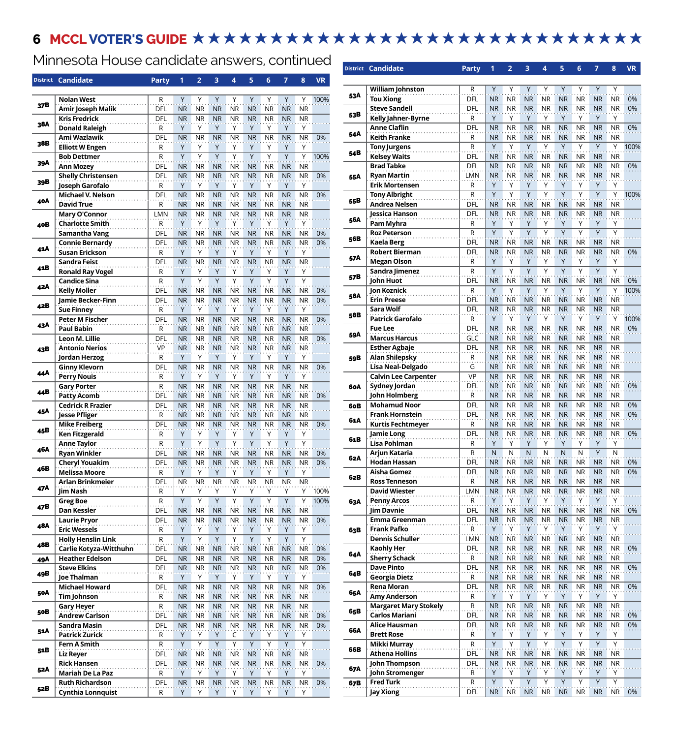# MCCL VOTER'S GUIDE

## Minnesota House candidate answers, continued

| District | Candidate | Party | 1 | 2 | 3 | 4 | 5 | 6 | 7 | 8 | VR |
|---|---|---|---|---|---|---|---|---|---|---|---|
| 37B | Nolan West | R | Y | Y | Y | Y | Y | Y | Y | Y | 100% |
| | Amir Joseph Malik | DFL | NR | NR | NR | NR | NR | NR | NR | NR | |
| 38A | Kris Fredrick | DFL | NR | NR | NR | NR | NR | NR | NR | NR | |
| | Donald Raleigh | R | Y | Y | Y | Y | Y | Y | Y | Y | |
| 38B | Ami Wazlawik | DFL | NR | NR | NR | NR | NR | NR | NR | NR | 0% |
| | Elliott W Engen | R | Y | Y | Y | Y | Y | Y | Y | Y | |
| 39A | Bob Dettmer | R | Y | Y | Y | Y | Y | Y | Y | Y | 100% |
| | Ann Mozey | DFL | NR | NR | NR | NR | NR | NR | NR | NR | |
| 39B | Shelly Christensen | DFL | NR | NR | NR | NR | NR | NR | NR | NR | 0% |
| | Joseph Garofalo | R | Y | Y | Y | Y | Y | Y | Y | Y | |
| 40A | Michael V. Nelson | DFL | NR | NR | NR | NR | NR | NR | NR | NR | 0% |
| | David True | R | NR | NR | NR | NR | NR | NR | NR | NR | |
| 40B | Mary O'Connor | LMN | NR | NR | NR | NR | NR | NR | NR | NR | |
| | Charlotte Smith | R | Y | Y | Y | Y | Y | Y | Y | Y | |
| | Samantha Vang | DFL | NR | NR | NR | NR | NR | NR | NR | NR | 0% |
| 41A | Connie Bernardy | DFL | NR | NR | NR | NR | NR | NR | NR | NR | 0% |
| | Susan Erickson | R | Y | Y | Y | Y | Y | Y | Y | Y | |
| 41B | Sandra Feist | DFL | NR | NR | NR | NR | NR | NR | NR | NR | |
| | Ronald Ray Vogel | R | Y | Y | Y | Y | Y | Y | Y | Y | |
| 42A | Candice Sina | R | Y | Y | Y | Y | Y | Y | Y | Y | |
| | Kelly Moller | DFL | NR | NR | NR | NR | NR | NR | NR | NR | 0% |
| 42B | Jamie Becker-Finn | DFL | NR | NR | NR | NR | NR | NR | NR | NR | 0% |
| | Sue Finney | R | Y | Y | Y | Y | Y | Y | Y | Y | |
| 43A | Peter M Fischer | DFL | NR | NR | NR | NR | NR | NR | NR | NR | 0% |
| | Paul Babin | R | NR | NR | NR | NR | NR | NR | NR | NR | |
| 43B | Leon M. Lillie | DFL | NR | NR | NR | NR | NR | NR | NR | NR | 0% |
| | Antonio Nerios | VP | NR | NR | NR | NR | NR | NR | NR | NR | |
| | Jordan Herzog | R | Y | Y | Y | Y | Y | Y | Y | Y | |
| 44A | Ginny Klevorn | DFL | NR | NR | NR | NR | NR | NR | NR | NR | 0% |
| | Perry Nouis | R | Y | Y | Y | Y | Y | Y | Y | Y | |
| 44B | Gary Porter | R | NR | NR | NR | NR | NR | NR | NR | NR | |
| | Patty Acomb | DFL | NR | NR | NR | NR | NR | NR | NR | NR | 0% |
| 45A | Cedrick R Frazier | DFL | NR | NR | NR | NR | NR | NR | NR | NR | |
| | Jesse Pfliger | R | NR | NR | NR | NR | NR | NR | NR | NR | |
| 45B | Mike Freiberg | DFL | NR | NR | NR | NR | NR | NR | NR | NR | 0% |
| | Ken Fitzgerald | R | Y | Y | Y | Y | Y | Y | Y | Y | |
| 46A | Anne Taylor | R | Y | Y | Y | Y | Y | Y | Y | Y | |
| | Ryan Winkler | DFL | NR | NR | NR | NR | NR | NR | NR | NR | 0% |
| 46B | Cheryl Youakim | DFL | NR | NR | NR | NR | NR | NR | NR | NR | 0% |
| | Melissa Moore | R | Y | Y | Y | Y | Y | Y | Y | Y | |
| 47A | Arlan Brinkmeier | DFL | NR | NR | NR | NR | NR | NR | NR | NR | |
| | Jim Nash | R | Y | Y | Y | Y | Y | Y | Y | Y | 100% |
| 47B | Greg Boe | R | Y | Y | Y | Y | Y | Y | Y | Y | 100% |
| | Dan Kessler | DFL | NR | NR | NR | NR | NR | NR | NR | NR | |
| 48A | Laurie Pryor | DFL | NR | NR | NR | NR | NR | NR | NR | NR | 0% |
| | Eric Wessels | R | Y | Y | Y | Y | Y | Y | Y | Y | |
| 48B | Holly Henslin Link | R | Y | Y | Y | Y | Y | Y | Y | Y | |
| | Carlie Kotyza-Witthuhn | DFL | NR | NR | NR | NR | NR | NR | NR | NR | 0% |
| 49A | Heather Edelson | DFL | NR | NR | NR | NR | NR | NR | NR | NR | 0% |
| 49B | Steve Elkins | DFL | NR | NR | NR | NR | NR | NR | NR | NR | 0% |
| | Joe Thalman | R | Y | Y | Y | Y | Y | Y | Y | Y | |
| 50A | Michael Howard | DFL | NR | NR | NR | NR | NR | NR | NR | NR | 0% |
| | Tim Johnson | R | NR | NR | NR | NR | NR | NR | NR | NR | |
| 50B | Gary Heyer | R | NR | NR | NR | NR | NR | NR | NR | NR | |
| | Andrew Carlson | DFL | NR | NR | NR | NR | NR | NR | NR | NR | 0% |
| 51A | Sandra Masin | DFL | NR | NR | NR | NR | NR | NR | NR | NR | 0% |
| | Patrick Zurick | R | Y | Y | Y | C | Y | Y | Y | Y | |
| 51B | Fern A Smith | R | Y | Y | Y | Y | Y | Y | Y | Y | |
| | Liz Reyer | DFL | NR | NR | NR | NR | NR | NR | NR | NR | |
| 52A | Rick Hansen | DFL | NR | NR | NR | NR | NR | NR | NR | NR | 0% |
| | Mariah De La Paz | R | Y | Y | Y | Y | Y | Y | Y | Y | |
| 52B | Ruth Richardson | DFL | NR | NR | NR | NR | NR | NR | NR | NR | 0% |
| | Cynthia Lonnquist | R | Y | Y | Y | Y | Y | Y | Y | Y | |
| 53A | William Johnston | R | Y | Y | Y | Y | Y | Y | Y | Y | |
| | Tou Xiong | DFL | NR | NR | NR | NR | NR | NR | NR | NR | 0% |
| 53B | Steve Sandell | DFL | NR | NR | NR | NR | NR | NR | NR | NR | 0% |
| | Kelly Jahner-Byrne | R | Y | Y | Y | Y | Y | Y | Y | Y | |
| 54A | Anne Claflin | DFL | NR | NR | NR | NR | NR | NR | NR | NR | 0% |
| | Keith Franke | R | NR | NR | NR | NR | NR | NR | NR | NR | |
| 54B | Tony Jurgens | R | Y | Y | Y | Y | Y | Y | Y | Y | 100% |
| | Kelsey Waits | DFL | NR | NR | NR | NR | NR | NR | NR | NR | |
| 55A | Brad Tabke | DFL | NR | NR | NR | NR | NR | NR | NR | NR | 0% |
| | Ryan Martin | LMN | NR | NR | NR | NR | NR | NR | NR | NR | |
| | Erik Mortensen | R | Y | Y | Y | Y | Y | Y | Y | Y | |
| 55B | Tony Albright | R | Y | Y | Y | Y | Y | Y | Y | Y | 100% |
| | Andrea Nelsen | DFL | NR | NR | NR | NR | NR | NR | NR | NR | |
| 56A | Jessica Hanson | DFL | NR | NR | NR | NR | NR | NR | NR | NR | |
| | Pam Myhra | R | Y | Y | Y | Y | Y | Y | Y | Y | |
| 56B | Roz Peterson | R | Y | Y | Y | Y | Y | Y | Y | Y | |
| | Kaela Berg | DFL | NR | NR | NR | NR | NR | NR | NR | NR | |
| 57A | Robert Bierman | DFL | NR | NR | NR | NR | NR | NR | NR | NR | 0% |
| | Megan Olson | R | Y | Y | Y | Y | Y | Y | Y | Y | |
| 57B | Sandra Jimenez | R | Y | Y | Y | Y | Y | Y | Y | Y | |
| | John Huot | DFL | NR | NR | NR | NR | NR | NR | NR | NR | 0% |
| 58A | Jon Koznick | R | Y | Y | Y | Y | Y | Y | Y | Y | 100% |
| | Erin Preese | DFL | NR | NR | NR | NR | NR | NR | NR | NR | |
| 58B | Sara Wolf | DFL | NR | NR | NR | NR | NR | NR | NR | NR | |
| | Patrick Garofalo | R | Y | Y | Y | Y | Y | Y | Y | Y | 100% |
| 59A | Fue Lee | DFL | NR | NR | NR | NR | NR | NR | NR | NR | 0% |
| | Marcus Harcus | GLC | NR | NR | NR | NR | NR | NR | NR | NR | |
| 59B | Esther Agbaje | DFL | NR | NR | NR | NR | NR | NR | NR | NR | |
| | Alan Shilepsky | R | NR | NR | NR | NR | NR | NR | NR | NR | |
| | Lisa Neal-Delgado | G | NR | NR | NR | NR | NR | NR | NR | NR | |
| 60A | Calvin Lee Carpenter | VP | NR | NR | NR | NR | NR | NR | NR | NR | |
| | Sydney Jordan | DFL | NR | NR | NR | NR | NR | NR | NR | NR | 0% |
| | John Holmberg | R | NR | NR | NR | NR | NR | NR | NR | NR | |
| 60B | Mohamud Noor | DFL | NR | NR | NR | NR | NR | NR | NR | NR | 0% |
| 61A | Frank Hornstein | DFL | NR | NR | NR | NR | NR | NR | NR | NR | 0% |
| | Kurtis Fechtmeyer | R | NR | NR | NR | NR | NR | NR | NR | NR | |
| 61B | Jamie Long | DFL | NR | NR | NR | NR | NR | NR | NR | NR | 0% |
| | Lisa Pohlman | R | Y | Y | Y | Y | Y | Y | Y | Y | |
| 62A | Arjun Kataria | R | N | N | N | N | N | N | Y | N | |
| | Hodan Hassan | DFL | NR | NR | NR | NR | NR | NR | NR | NR | 0% |
| 62B | Aisha Gomez | DFL | NR | NR | NR | NR | NR | NR | NR | NR | 0% |
| | Ross Tenneson | R | NR | NR | NR | NR | NR | NR | NR | NR | |
| 63A | David Wiester | LMN | NR | NR | NR | NR | NR | NR | NR | NR | |
| | Penny Arcos | R | Y | Y | Y | Y | Y | Y | Y | Y | |
| | Jim Davnie | DFL | NR | NR | NR | NR | NR | NR | NR | NR | 0% |
| 63B | Emma Greenman | DFL | NR | NR | NR | NR | NR | NR | NR | NR | |
| | Frank Pafko | R | Y | Y | Y | Y | Y | Y | Y | Y | |
| | Dennis Schuller | LMN | NR | NR | NR | NR | NR | NR | NR | NR | |
| 64A | Kaohly Her | DFL | NR | NR | NR | NR | NR | NR | NR | NR | 0% |
| | Sherry Schack | R | NR | NR | NR | NR | NR | NR | NR | NR | |
| 64B | Dave Pinto | DFL | NR | NR | NR | NR | NR | NR | NR | NR | 0% |
| | Georgia Dietz | R | NR | NR | NR | NR | NR | NR | NR | NR | |
| 65A | Rena Moran | DFL | NR | NR | NR | NR | NR | NR | NR | NR | 0% |
| | Amy Anderson | R | Y | Y | Y | Y | Y | Y | Y | Y | |
| 65B | Margaret Mary Stokely | R | NR | NR | NR | NR | NR | NR | NR | NR | |
| | Carlos Mariani | DFL | NR | NR | NR | NR | NR | NR | NR | NR | 0% |
| 66A | Alice Hausman | DFL | NR | NR | NR | NR | NR | NR | NR | NR | 0% |
| | Brett Rose | R | Y | Y | Y | Y | Y | Y | Y | Y | |
| 66B | Mikki Murray | R | Y | Y | Y | Y | Y | Y | Y | Y | |
| | Athena Hollins | DFL | NR | NR | NR | NR | NR | NR | NR | NR | |
| 67A | John Thompson | DFL | NR | NR | NR | NR | NR | NR | NR | NR | |
| | John Stromenger | R | Y | Y | Y | Y | Y | Y | Y | Y | |
| 67B | Fred Turk | R | Y | Y | Y | Y | Y | Y | Y | Y | |
| | Jay Xiong | DFL | NR | NR | NR | NR | NR | NR | NR | NR | 0% |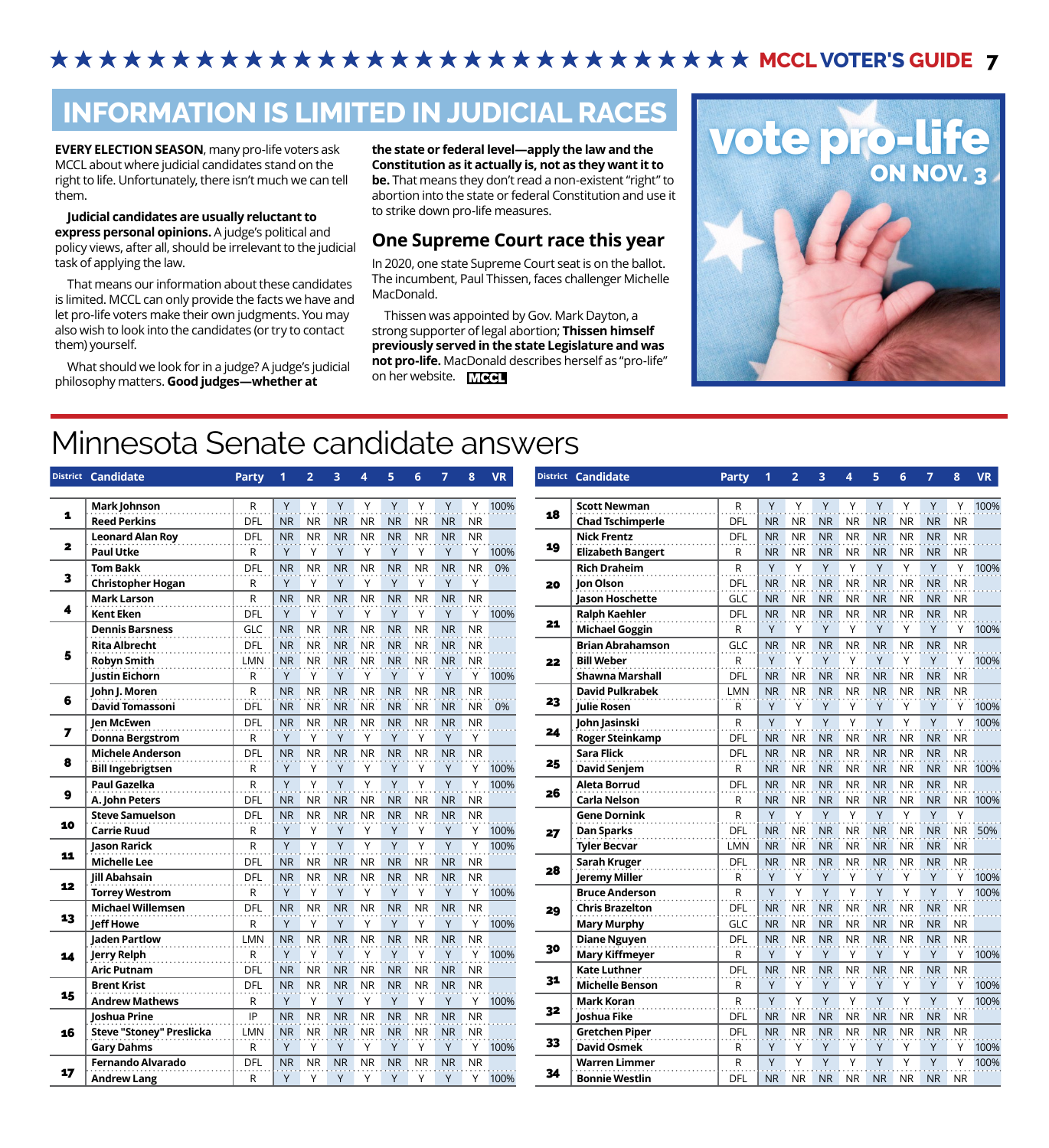# INFORMATION IS LIMITED IN JUDICIAL RACES

**EVERY ELECTION SEASON**, many pro-life voters ask MCCL about where judicial candidates stand on the right to life. Unfortunately, there isn't much we can tell them.

**Judicial candidates are usually reluctant to express personal opinions.** A judge's political and policy views, after all, should be irrelevant to the judicial task of applying the law.

That means our information about these candidates is limited. MCCL can only provide the facts we have and let pro-life voters make their own judgments. You may also wish to look into the candidates (or try to contact them) yourself.

What should we look for in a judge? A judge's judicial philosophy matters. **Good judges—whether at the state or federal level—apply the law and the Constitution as it actually is, not as they want it to be.** That means they don't read a non-existent "right" to abortion into the state or federal Constitution and use it to strike down pro-life measures.

## One Supreme Court race this year

In 2020, one state Supreme Court seat is on the ballot. The incumbent, Paul Thissen, faces challenger Michelle MacDonald.

Thissen was appointed by Gov. Mark Dayton, a strong supporter of legal abortion; **Thissen himself previously served in the state Legislature and was not pro-life.** MacDonald describes herself as "pro-life" on her website. MCCL

**vote pro-life ON NOV. 3**

# Minnesota Senate candidate answers

| District | Candidate | Party | 1 | 2 | 3 | 4 | 5 | 6 | 7 | 8 | VR |
|---|---|---|---|---|---|---|---|---|---|---|---|
| 1 | Mark Johnson | R | Y | Y | Y | Y | Y | Y | Y | Y | 100% |
| | Reed Perkins | DFL | NR | NR | NR | NR | NR | NR | NR | NR | |
| 2 | Leonard Alan Roy | DFL | NR | NR | NR | NR | NR | NR | NR | NR | |
| | Paul Utke | R | Y | Y | Y | Y | Y | Y | Y | Y | 100% |
| 3 | Tom Bakk | DFL | NR | NR | NR | NR | NR | NR | NR | NR | 0% |
| | Christopher Hogan | R | Y | Y | Y | Y | Y | Y | Y | Y | |
| 4 | Mark Larson | R | NR | NR | NR | NR | NR | NR | NR | NR | |
| | Kent Eken | DFL | Y | Y | Y | Y | Y | Y | Y | Y | 100% |
| 5 | Dennis Barsness | GLC | NR | NR | NR | NR | NR | NR | NR | NR | |
| | Rita Albrecht | DFL | NR | NR | NR | NR | NR | NR | NR | NR | |
| | Robyn Smith | LMN | NR | NR | NR | NR | NR | NR | NR | NR | |
| | Justin Eichorn | R | Y | Y | Y | Y | Y | Y | Y | Y | 100% |
| 6 | John J. Moren | R | NR | NR | NR | NR | NR | NR | NR | NR | |
| | David Tomassoni | DFL | NR | NR | NR | NR | NR | NR | NR | NR | 0% |
| 7 | Jen McEwen | DFL | NR | NR | NR | NR | NR | NR | NR | NR | |
| | Donna Bergstrom | R | Y | Y | Y | Y | Y | Y | Y | Y | |
| 8 | Michele Anderson | DFL | NR | NR | NR | NR | NR | NR | NR | NR | |
| | Bill Ingebrigtsen | R | Y | Y | Y | Y | Y | Y | Y | Y | 100% |
| 9 | Paul Gazelka | R | Y | Y | Y | Y | Y | Y | Y | Y | 100% |
| | A. John Peters | DFL | NR | NR | NR | NR | NR | NR | NR | NR | |
| 10 | Steve Samuelson | DFL | NR | NR | NR | NR | NR | NR | NR | NR | |
| | Carrie Ruud | R | Y | Y | Y | Y | Y | Y | Y | Y | 100% |
| 11 | Jason Rarick | R | Y | Y | Y | Y | Y | Y | Y | Y | 100% |
| | Michelle Lee | DFL | NR | NR | NR | NR | NR | NR | NR | NR | |
| 12 | Jill Abahsain | DFL | NR | NR | NR | NR | NR | NR | NR | NR | |
| | Torrey Westrom | R | Y | Y | Y | Y | Y | Y | Y | Y | 100% |
| 13 | Michael Willemsen | DFL | NR | NR | NR | NR | NR | NR | NR | NR | |
| | Jeff Howe | R | Y | Y | Y | Y | Y | Y | Y | Y | 100% |
| 14 | Jaden Partlow | LMN | NR | NR | NR | NR | NR | NR | NR | NR | |
| | Jerry Relph | R | Y | Y | Y | Y | Y | Y | Y | Y | 100% |
| | Aric Putnam | DFL | NR | NR | NR | NR | NR | NR | NR | NR | |
| 15 | Brent Krist | DFL | NR | NR | NR | NR | NR | NR | NR | NR | |
| | Andrew Mathews | R | Y | Y | Y | Y | Y | Y | Y | Y | 100% |
| 16 | Joshua Prine | IP | NR | NR | NR | NR | NR | NR | NR | NR | |
| | Steve "Stoney" Preslicka | LMN | NR | NR | NR | NR | NR | NR | NR | NR | |
| | Gary Dahms | R | Y | Y | Y | Y | Y | Y | Y | Y | 100% |
| 17 | Fernando Alvarado | DFL | NR | NR | NR | NR | NR | NR | NR | NR | |
| | Andrew Lang | R | Y | Y | Y | Y | Y | Y | Y | Y | 100% |
| 18 | Scott Newman | R | Y | Y | Y | Y | Y | Y | Y | Y | 100% |
| | Chad Tschimperle | DFL | NR | NR | NR | NR | NR | NR | NR | NR | |
| 19 | Nick Frentz | DFL | NR | NR | NR | NR | NR | NR | NR | NR | |
| | Elizabeth Bangert | R | NR | NR | NR | NR | NR | NR | NR | NR | |
| 20 | Rich Draheim | R | Y | Y | Y | Y | Y | Y | Y | Y | 100% |
| | Jon Olson | DFL | NR | NR | NR | NR | NR | NR | NR | NR | |
| | Jason Hoschette | GLC | NR | NR | NR | NR | NR | NR | NR | NR | |
| 21 | Ralph Kaehler | DFL | NR | NR | NR | NR | NR | NR | NR | NR | |
| | Michael Goggin | R | Y | Y | Y | Y | Y | Y | Y | Y | 100% |
| 22 | Brian Abrahamson | GLC | NR | NR | NR | NR | NR | NR | NR | NR | |
| | Bill Weber | R | Y | Y | Y | Y | Y | Y | Y | Y | 100% |
| | Shawna Marshall | DFL | NR | NR | NR | NR | NR | NR | NR | NR | |
| 23 | David Pulkrabek | LMN | NR | NR | NR | NR | NR | NR | NR | NR | |
| | Julie Rosen | R | Y | Y | Y | Y | Y | Y | Y | Y | 100% |
| 24 | John Jasinski | R | Y | Y | Y | Y | Y | Y | Y | Y | 100% |
| | Roger Steinkamp | DFL | NR | NR | NR | NR | NR | NR | NR | NR | |
| 25 | Sara Flick | DFL | NR | NR | NR | NR | NR | NR | NR | NR | |
| | David Senjem | R | NR | NR | NR | NR | NR | NR | NR | NR | 100% |
| 26 | Aleta Borrud | DFL | NR | NR | NR | NR | NR | NR | NR | NR | |
| | Carla Nelson | R | NR | NR | NR | NR | NR | NR | NR | NR | 100% |
| 27 | Gene Dornink | R | Y | Y | Y | Y | Y | Y | Y | Y | |
| | Dan Sparks | DFL | NR | NR | NR | NR | NR | NR | NR | NR | 50% |
| | Tyler Becvar | LMN | NR | NR | NR | NR | NR | NR | NR | NR | |
| 28 | Sarah Kruger | DFL | NR | NR | NR | NR | NR | NR | NR | NR | |
| | Jeremy Miller | R | Y | Y | Y | Y | Y | Y | Y | Y | 100% |
| 29 | Bruce Anderson | R | Y | Y | Y | Y | Y | Y | Y | Y | 100% |
| | Chris Brazelton | DFL | NR | NR | NR | NR | NR | NR | NR | NR | |
| | Mary Murphy | GLC | NR | NR | NR | NR | NR | NR | NR | NR | |
| 30 | Diane Nguyen | DFL | NR | NR | NR | NR | NR | NR | NR | NR | |
| | Mary Kiffmeyer | R | Y | Y | Y | Y | Y | Y | Y | Y | 100% |
| 31 | Kate Luthner | DFL | NR | NR | NR | NR | NR | NR | NR | NR | |
| | Michelle Benson | R | Y | Y | Y | Y | Y | Y | Y | Y | 100% |
| 32 | Mark Koran | R | Y | Y | Y | Y | Y | Y | Y | Y | 100% |
| | Joshua Fike | DFL | NR | NR | NR | NR | NR | NR | NR | NR | |
| 33 | Gretchen Piper | DFL | NR | NR | NR | NR | NR | NR | NR | NR | |
| | David Osmek | R | Y | Y | Y | Y | Y | Y | Y | Y | 100% |
| 34 | Warren Limmer | R | Y | Y | Y | Y | Y | Y | Y | Y | 100% |
| | Bonnie Westlin | DFL | NR | NR | NR | NR | NR | NR | NR | NR | |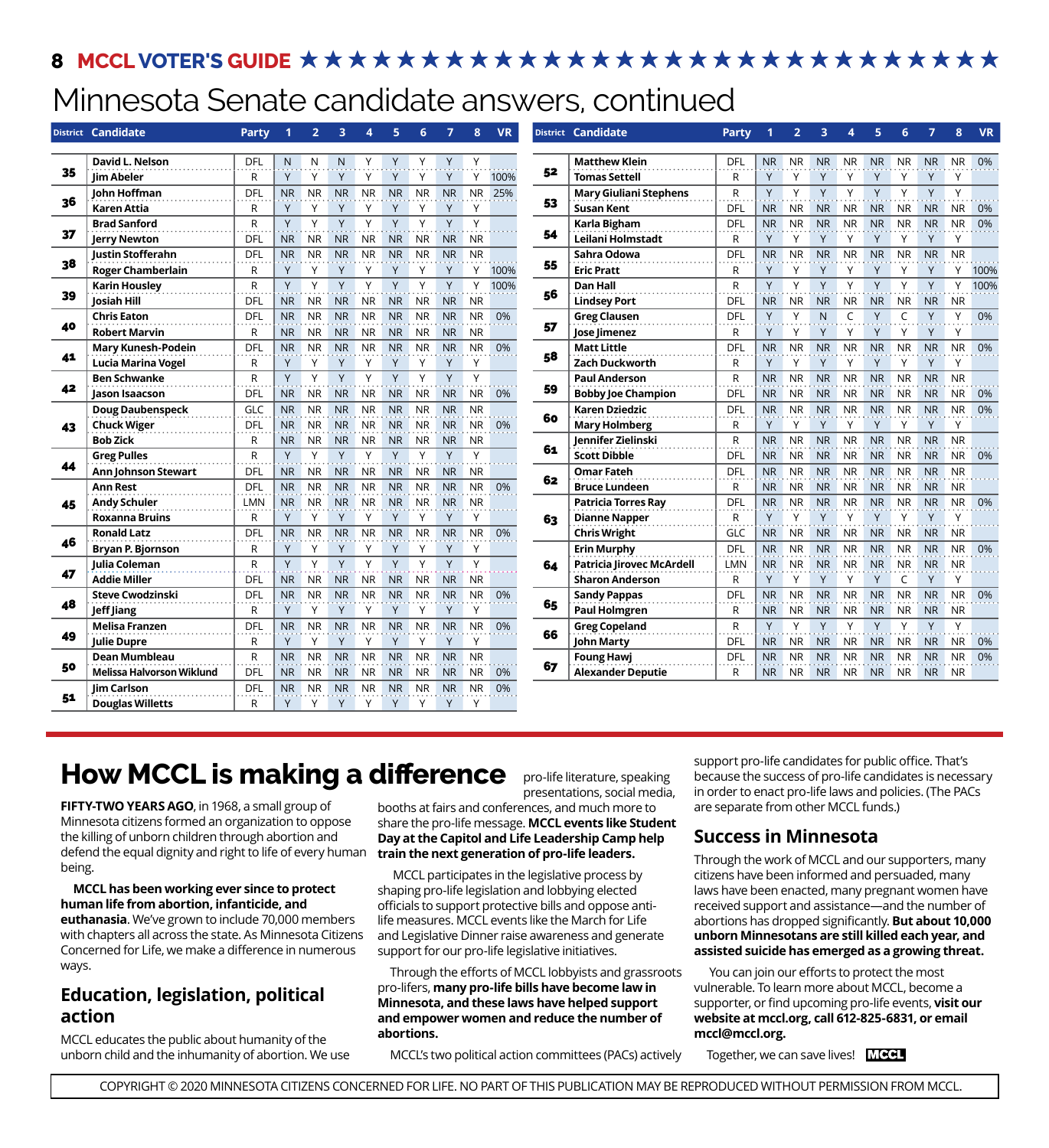# Minnesota Senate candidate answers, continued

| District | Candidate | Party | 1 | 2 | 3 | 4 | 5 | 6 | 7 | 8 | VR |
|---|---|---|---|---|---|---|---|---|---|---|---|
| 35 | David L. Nelson | DFL | N | N | N | Y | Y | Y | Y | Y | |
| | Jim Abeler | R | Y | Y | Y | Y | Y | Y | Y | Y | 100% |
| 36 | John Hoffman | DFL | NR | NR | NR | NR | NR | NR | NR | NR | 25% |
| | Karen Attia | R | Y | Y | Y | Y | Y | Y | Y | Y | |
| 37 | Brad Sanford | R | Y | Y | Y | Y | Y | Y | Y | Y | |
| | Jerry Newton | DFL | NR | NR | NR | NR | NR | NR | NR | NR | |
| 38 | Justin Stofferahn | DFL | NR | NR | NR | NR | NR | NR | NR | NR | |
| | Roger Chamberlain | R | Y | Y | Y | Y | Y | Y | Y | Y | 100% |
| 39 | Karin Housley | R | Y | Y | Y | Y | Y | Y | Y | Y | 100% |
| | Josiah Hill | DFL | NR | NR | NR | NR | NR | NR | NR | NR | |
| 40 | Chris Eaton | DFL | NR | NR | NR | NR | NR | NR | NR | NR | 0% |
| | Robert Marvin | R | NR | NR | NR | NR | NR | NR | NR | NR | |
| 41 | Mary Kunesh-Podein | DFL | NR | NR | NR | NR | NR | NR | NR | NR | 0% |
| | Lucia Marina Vogel | R | Y | Y | Y | Y | Y | Y | Y | Y | |
| 42 | Ben Schwanke | R | Y | Y | Y | Y | Y | Y | Y | Y | |
| | Jason Isaacson | DFL | NR | NR | NR | NR | NR | NR | NR | NR | 0% |
| 43 | Doug Daubenspeck | GLC | NR | NR | NR | NR | NR | NR | NR | NR | |
| | Chuck Wiger | DFL | NR | NR | NR | NR | NR | NR | NR | NR | 0% |
| | Bob Zick | R | NR | NR | NR | NR | NR | NR | NR | NR | |
| 44 | Greg Pulles | R | Y | Y | Y | Y | Y | Y | Y | Y | |
| | Ann Johnson Stewart | DFL | NR | NR | NR | NR | NR | NR | NR | NR | |
| 45 | Ann Rest | DFL | NR | NR | NR | NR | NR | NR | NR | NR | 0% |
| | Andy Schuler | LMN | NR | NR | NR | NR | NR | NR | NR | NR | |
| | Roxanna Bruins | R | Y | Y | Y | Y | Y | Y | Y | Y | |
| 46 | Ronald Latz | DFL | NR | NR | NR | NR | NR | NR | NR | NR | 0% |
| | Bryan P. Bjornson | R | Y | Y | Y | Y | Y | Y | Y | Y | |
| 47 | Julia Coleman | R | Y | Y | Y | Y | Y | Y | Y | Y | |
| | Addie Miller | DFL | NR | NR | NR | NR | NR | NR | NR | NR | |
| 48 | Steve Cwodzinski | DFL | NR | NR | NR | NR | NR | NR | NR | NR | 0% |
| | Jeff Jiang | R | Y | Y | Y | Y | Y | Y | Y | Y | |
| 49 | Melisa Franzen | DFL | NR | NR | NR | NR | NR | NR | NR | NR | 0% |
| | Julie Dupre | R | Y | Y | Y | Y | Y | Y | Y | Y | |
| 50 | Dean Mumbleau | R | NR | NR | NR | NR | NR | NR | NR | NR | |
| | Melissa Halvorson Wiklund | DFL | NR | NR | NR | NR | NR | NR | NR | NR | 0% |
| 51 | Jim Carlson | DFL | NR | NR | NR | NR | NR | NR | NR | NR | 0% |
| | Douglas Willetts | R | Y | Y | Y | Y | Y | Y | Y | Y | |
| 52 | Matthew Klein | DFL | NR | NR | NR | NR | NR | NR | NR | NR | 0% |
| | Tomas Settell | R | Y | Y | Y | Y | Y | Y | Y | Y | |
| 53 | Mary Giuliani Stephens | R | Y | Y | Y | Y | Y | Y | Y | Y | |
| | Susan Kent | DFL | NR | NR | NR | NR | NR | NR | NR | NR | 0% |
| 54 | Karla Bigham | DFL | NR | NR | NR | NR | NR | NR | NR | NR | 0% |
| | Leilani Holmstadt | R | Y | Y | Y | Y | Y | Y | Y | Y | |
| 55 | Sahra Odowa | DFL | NR | NR | NR | NR | NR | NR | NR | NR | |
| | Eric Pratt | R | Y | Y | Y | Y | Y | Y | Y | Y | 100% |
| 56 | Dan Hall | R | Y | Y | Y | Y | Y | Y | Y | Y | 100% |
| | Lindsey Port | DFL | NR | NR | NR | NR | NR | NR | NR | NR | |
| 57 | Greg Clausen | DFL | Y | Y | N | C | Y | C | Y | Y | 0% |
| | Jose Jimenez | R | Y | Y | Y | Y | Y | Y | Y | Y | |
| 58 | Matt Little | DFL | NR | NR | NR | NR | NR | NR | NR | NR | 0% |
| | Zach Duckworth | R | Y | Y | Y | Y | Y | Y | Y | Y | |
| 59 | Paul Anderson | R | NR | NR | NR | NR | NR | NR | NR | NR | |
| | Bobby Joe Champion | DFL | NR | NR | NR | NR | NR | NR | NR | NR | 0% |
| 60 | Karen Dziedzic | DFL | NR | NR | NR | NR | NR | NR | NR | NR | 0% |
| | Mary Holmberg | R | Y | Y | Y | Y | Y | Y | Y | Y | |
| 61 | Jennifer Zielinski | R | NR | NR | NR | NR | NR | NR | NR | NR | |
| | Scott Dibble | DFL | NR | NR | NR | NR | NR | NR | NR | NR | 0% |
| 62 | Omar Fateh | DFL | NR | NR | NR | NR | NR | NR | NR | NR | |
| | Bruce Lundeen | R | NR | NR | NR | NR | NR | NR | NR | NR | |
| 63 | Patricia Torres Ray | DFL | NR | NR | NR | NR | NR | NR | NR | NR | 0% |
| | Dianne Napper | R | Y | Y | Y | Y | Y | Y | Y | Y | |
| | Chris Wright | GLC | NR | NR | NR | NR | NR | NR | NR | NR | |
| 64 | Erin Murphy | DFL | NR | NR | NR | NR | NR | NR | NR | NR | 0% |
| | Patricia Jirovec McArdell | LMN | NR | NR | NR | NR | NR | NR | NR | NR | |
| | Sharon Anderson | R | Y | Y | Y | Y | Y | C | Y | Y | |
| 65 | Sandy Pappas | DFL | NR | NR | NR | NR | NR | NR | NR | NR | 0% |
| | Paul Holmgren | R | NR | NR | NR | NR | NR | NR | NR | NR | |
| 66 | Greg Copeland | R | Y | Y | Y | Y | Y | Y | Y | Y | |
| | John Marty | DFL | NR | NR | NR | NR | NR | NR | NR | NR | 0% |
| 67 | Foung Hawj | DFL | NR | NR | NR | NR | NR | NR | NR | NR | 0% |
| | Alexander Deputie | R | NR | NR | NR | NR | NR | NR | NR | NR | |

# How MCCL is making a difference

**FIFTY-TWO YEARS AGO**, in 1968, a small group of Minnesota citizens formed an organization to oppose the killing of unborn children through abortion and defend the equal dignity and right to life of every human being.

**MCCL has been working ever since to protect human life from abortion, infanticide, and euthanasia**. We've grown to include 70,000 members with chapters all across the state. As Minnesota Citizens Concerned for Life, we make a difference in numerous ways.

## Education, legislation, political action

MCCL educates the public about humanity of the unborn child and the inhumanity of abortion. We use pro-life literature, speaking presentations, social media, booths at fairs and conferences, and much more to share the pro-life message. **MCCL events like Student Day at the Capitol and Life Leadership Camp help train the next generation of pro-life leaders.**

MCCL participates in the legislative process by shaping pro-life legislation and lobbying elected officials to support protective bills and oppose anti-life measures. MCCL events like the March for Life and Legislative Dinner raise awareness and generate support for our pro-life legislative initiatives.

Through the efforts of MCCL lobbyists and grassroots pro-lifers, **many pro-life bills have become law in Minnesota, and these laws have helped support and empower women and reduce the number of abortions.**

MCCL's two political action committees (PACs) actively support pro-life candidates for public office. That's because the success of pro-life candidates is necessary in order to enact pro-life laws and policies. (The PACs are separate from other MCCL funds.)

## Success in Minnesota

Through the work of MCCL and our supporters, many citizens have been informed and persuaded, many laws have been enacted, many pregnant women have received support and assistance—and the number of abortions has dropped significantly. **But about 10,000 unborn Minnesotans are still killed each year, and assisted suicide has emerged as a growing threat.**

You can join our efforts to protect the most vulnerable. To learn more about MCCL, become a supporter, or find upcoming pro-life events, **visit our website at mccl.org, call 612-825-6831, or email mccl@mccl.org.**

Together, we can save lives! **MCCL**

COPYRIGHT © 2020 MINNESOTA CITIZENS CONCERNED FOR LIFE. NO PART OF THIS PUBLICATION MAY BE REPRODUCED WITHOUT PERMISSION FROM MCCL.